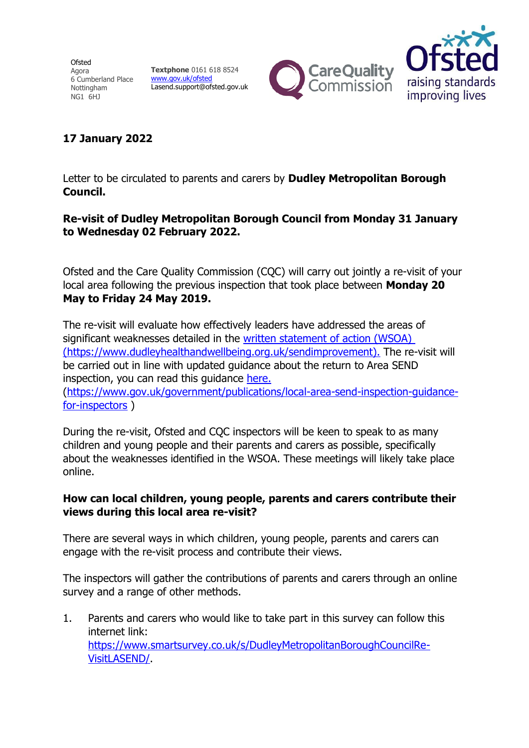Ofsted
Agora
6 Cumberland Place
Nottingham
NG1 6HJ

**Textphone** 0161 618 8524
[www.gov.uk/ofsted](http://www.gov.uk/ofsted)
Lasend.support@ofsted.gov.uk

**17 January 2022**

Letter to be circulated to parents and carers by **Dudley Metropolitan Borough Council.**

**Re-visit of Dudley Metropolitan Borough Council from Monday 31 January to Wednesday 02 February 2022.**

Ofsted and the Care Quality Commission (CQC) will carry out jointly a re-visit of your local area following the previous inspection that took place between **Monday 20 May to Friday 24 May 2019.**

The re-visit will evaluate how effectively leaders have addressed the areas of significant weaknesses detailed in the [written statement of action (WSOA) (https://www.dudleyhealthandwellbeing.org.uk/sendimprovement).](https://www.dudleyhealthandwellbeing.org.uk/sendimprovement) The re-visit will be carried out in line with updated guidance about the return to Area SEND inspection, you can read this guidance [here.](https://www.gov.uk/government/publications/local-area-send-inspection-guidance-for-inspectors) ([https://www.gov.uk/government/publications/local-area-send-inspection-guidance-for-inspectors](https://www.gov.uk/government/publications/local-area-send-inspection-guidance-for-inspectors) )

During the re-visit, Ofsted and CQC inspectors will be keen to speak to as many children and young people and their parents and carers as possible, specifically about the weaknesses identified in the WSOA. These meetings will likely take place online.

**How can local children, young people, parents and carers contribute their views during this local area re-visit?**

There are several ways in which children, young people, parents and carers can engage with the re-visit process and contribute their views.

The inspectors will gather the contributions of parents and carers through an online survey and a range of other methods.

1. Parents and carers who would like to take part in this survey can follow this internet link: [https://www.smartsurvey.co.uk/s/DudleyMetropolitanBoroughCouncilRe-VisitLASEND/](https://www.smartsurvey.co.uk/s/DudleyMetropolitanBoroughCouncilRe-VisitLASEND/).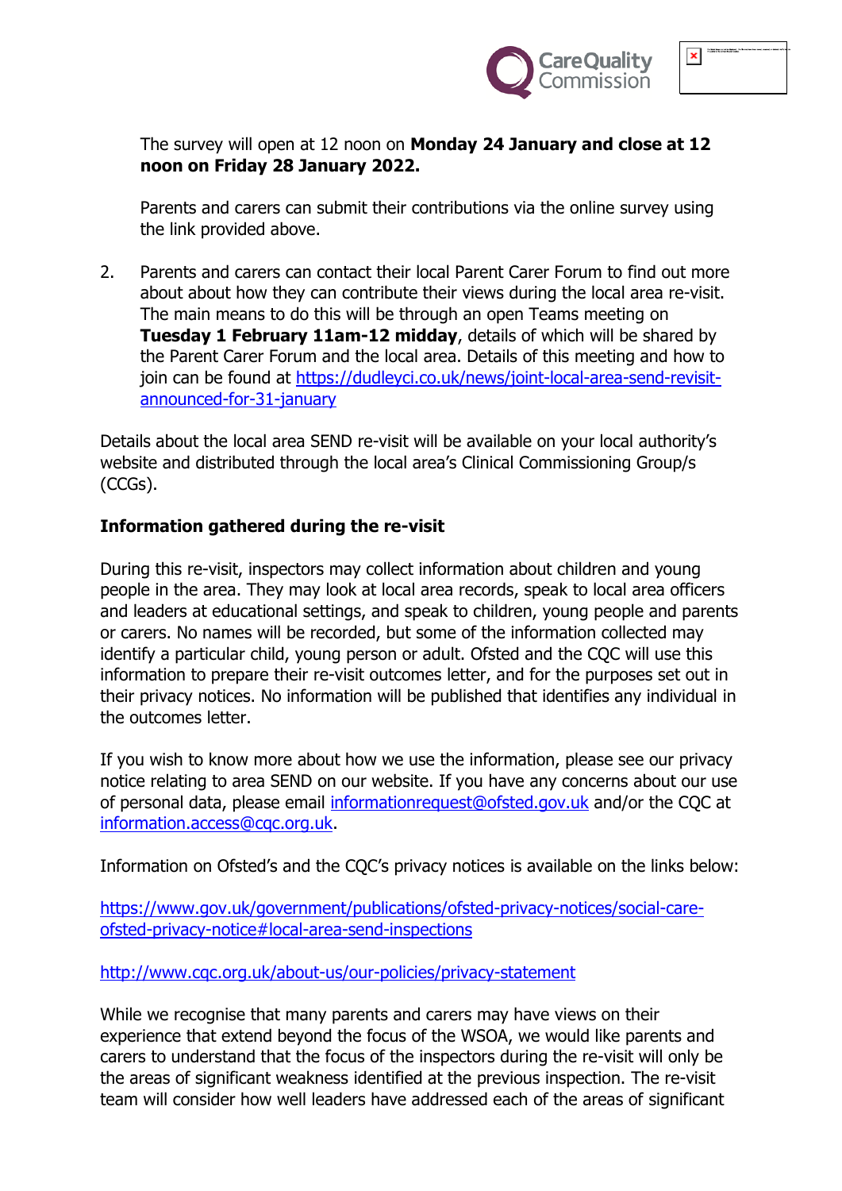The survey will open at 12 noon on **Monday 24 January and close at 12 noon on Friday 28 January 2022.**

Parents and carers can submit their contributions via the online survey using the link provided above.

2. Parents and carers can contact their local Parent Carer Forum to find out more about about how they can contribute their views during the local area re-visit. The main means to do this will be through an open Teams meeting on **Tuesday 1 February 11am-12 midday**, details of which will be shared by the Parent Carer Forum and the local area. Details of this meeting and how to join can be found at [https://dudleyci.co.uk/news/joint-local-area-send-revisit-announced-for-31-january](https://dudleyci.co.uk/news/joint-local-area-send-revisit-announced-for-31-january)

Details about the local area SEND re-visit will be available on your local authority's website and distributed through the local area's Clinical Commissioning Group/s (CCGs).

**Information gathered during the re-visit**

During this re-visit, inspectors may collect information about children and young people in the area. They may look at local area records, speak to local area officers and leaders at educational settings, and speak to children, young people and parents or carers. No names will be recorded, but some of the information collected may identify a particular child, young person or adult. Ofsted and the CQC will use this information to prepare their re-visit outcomes letter, and for the purposes set out in their privacy notices. No information will be published that identifies any individual in the outcomes letter.

If you wish to know more about how we use the information, please see our privacy notice relating to area SEND on our website. If you have any concerns about our use of personal data, please email [informationrequest@ofsted.gov.uk](mailto:informationrequest@ofsted.gov.uk) and/or the CQC at [information.access@cqc.org.uk](mailto:information.access@cqc.org.uk).

Information on Ofsted's and the CQC's privacy notices is available on the links below:

[https://www.gov.uk/government/publications/ofsted-privacy-notices/social-care-ofsted-privacy-notice#local-area-send-inspections](https://www.gov.uk/government/publications/ofsted-privacy-notices/social-care-ofsted-privacy-notice#local-area-send-inspections)

[http://www.cqc.org.uk/about-us/our-policies/privacy-statement](http://www.cqc.org.uk/about-us/our-policies/privacy-statement)

While we recognise that many parents and carers may have views on their experience that extend beyond the focus of the WSOA, we would like parents and carers to understand that the focus of the inspectors during the re-visit will only be the areas of significant weakness identified at the previous inspection. The re-visit team will consider how well leaders have addressed each of the areas of significant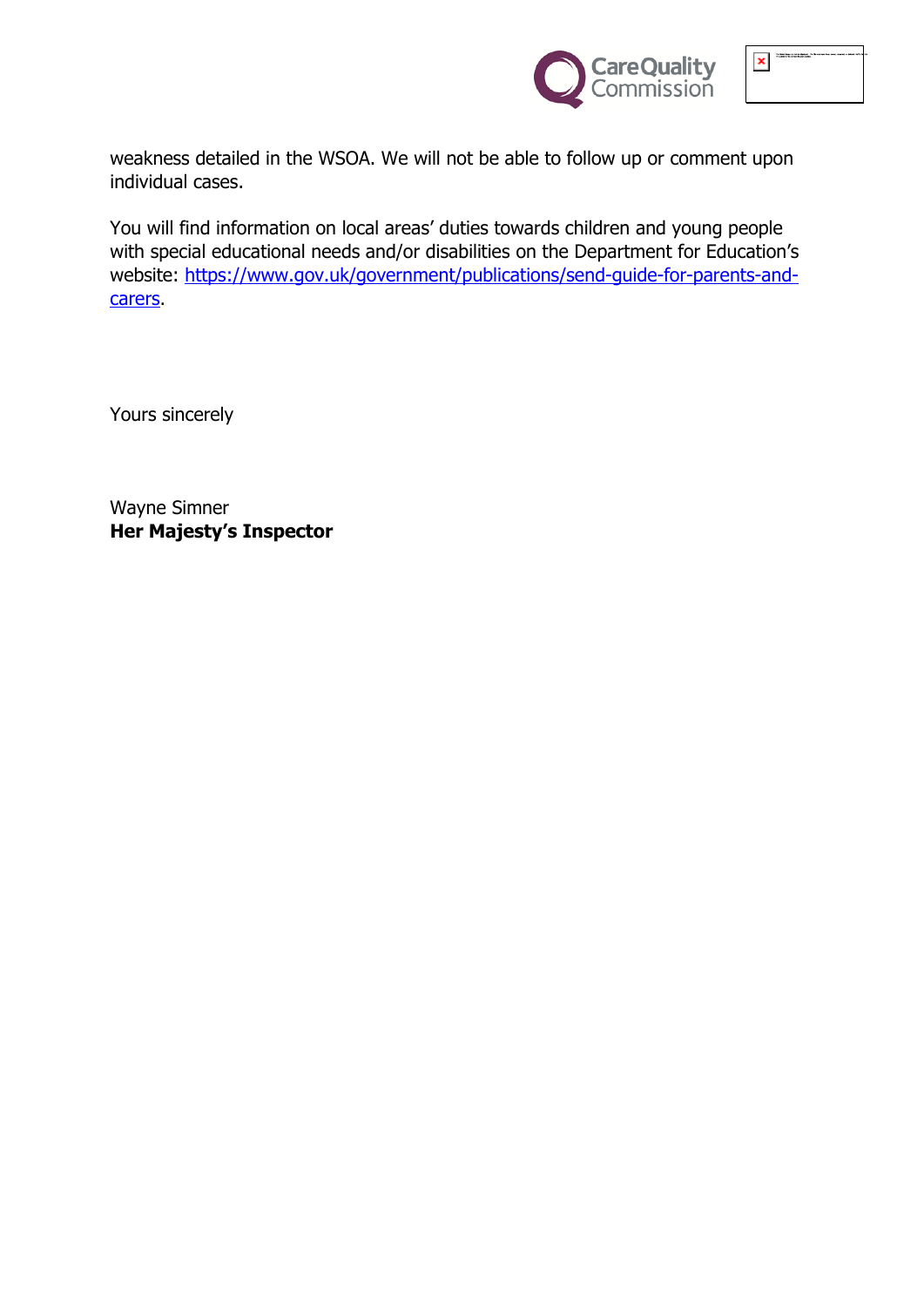weakness detailed in the WSOA. We will not be able to follow up or comment upon individual cases.

You will find information on local areas' duties towards children and young people with special educational needs and/or disabilities on the Department for Education's website: https://www.gov.uk/government/publications/send-guide-for-parents-and-carers.

Yours sincerely

Wayne Simner
**Her Majesty's Inspector**